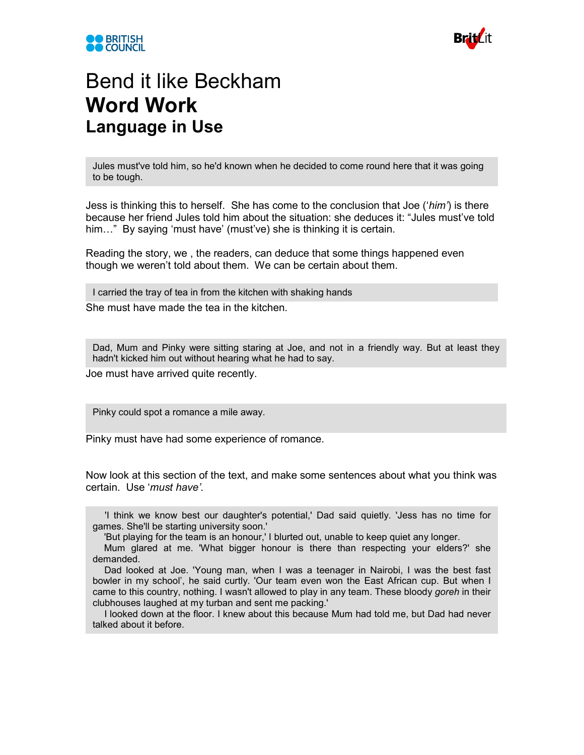# Bend it like Beckham

## Word Work

### Language in Use

> Jules must've told him, so he'd known when he decided to come round here that it was going to be tough.

Jess is thinking this to herself. She has come to the conclusion that Joe ('*him'*) is there because her friend Jules told him about the situation: she deduces it: "Jules must've told him…" By saying 'must have' (must've) she is thinking it is certain.

Reading the story, we , the readers, can deduce that some things happened even though we weren't told about them. We can be certain about them.

> I carried the tray of tea in from the kitchen with shaking hands

She must have made the tea in the kitchen.

> Dad, Mum and Pinky were sitting staring at Joe, and not in a friendly way. But at least they hadn't kicked him out without hearing what he had to say.

Joe must have arrived quite recently.

> Pinky could spot a romance a mile away.

Pinky must have had some experience of romance.

Now look at this section of the text, and make some sentences about what you think was certain. Use '*must have'*.

> 'I think we know best our daughter's potential,' Dad said quietly. 'Jess has no time for games. She'll be starting university soon.'
>
> 'But playing for the team is an honour,' I blurted out, unable to keep quiet any longer.
>
> Mum glared at me. 'What bigger honour is there than respecting your elders?' she demanded.
>
> Dad looked at Joe. 'Young man, when I was a teenager in Nairobi, I was the best fast bowler in my school', he said curtly. 'Our team even won the East African cup. But when I came to this country, nothing. I wasn't allowed to play in any team. These bloody *goreh* in their clubhouses laughed at my turban and sent me packing.'
>
> I looked down at the floor. I knew about this because Mum had told me, but Dad had never talked about it before.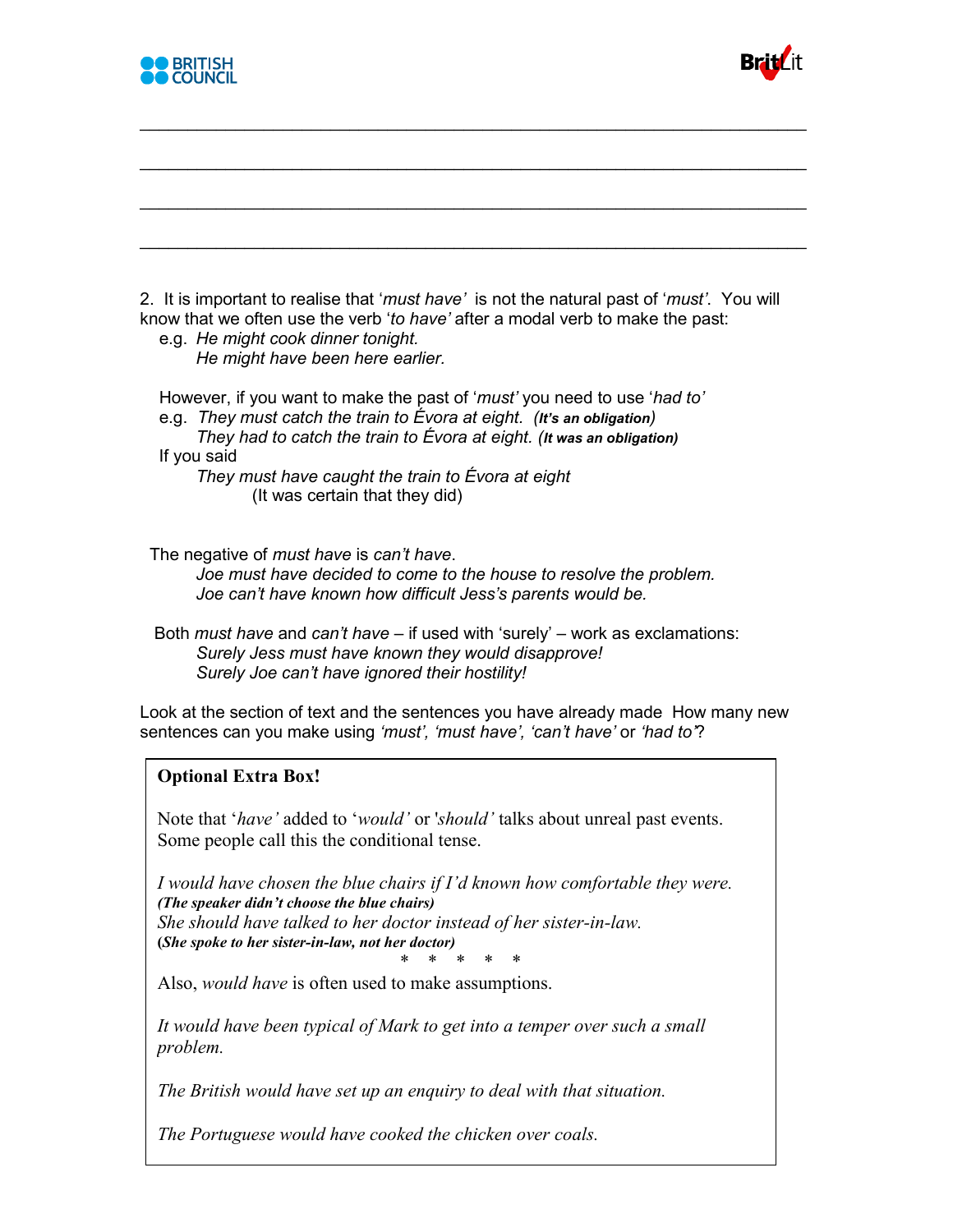\_\_\_\_\_\_\_\_\_\_\_\_\_\_\_\_\_\_\_\_\_\_\_\_\_\_\_\_\_\_\_\_\_\_\_\_\_\_\_\_\_\_\_\_\_\_\_\_\_\_\_\_\_\_\_\_\_\_\_\_\_\_\_\_\_\_\_\_\_\_\_\_\_\_

\_\_\_\_\_\_\_\_\_\_\_\_\_\_\_\_\_\_\_\_\_\_\_\_\_\_\_\_\_\_\_\_\_\_\_\_\_\_\_\_\_\_\_\_\_\_\_\_\_\_\_\_\_\_\_\_\_\_\_\_\_\_\_\_\_\_\_\_\_\_\_\_\_\_

\_\_\_\_\_\_\_\_\_\_\_\_\_\_\_\_\_\_\_\_\_\_\_\_\_\_\_\_\_\_\_\_\_\_\_\_\_\_\_\_\_\_\_\_\_\_\_\_\_\_\_\_\_\_\_\_\_\_\_\_\_\_\_\_\_\_\_\_\_\_\_\_\_\_

\_\_\_\_\_\_\_\_\_\_\_\_\_\_\_\_\_\_\_\_\_\_\_\_\_\_\_\_\_\_\_\_\_\_\_\_\_\_\_\_\_\_\_\_\_\_\_\_\_\_\_\_\_\_\_\_\_\_\_\_\_\_\_\_\_\_\_\_\_\_\_\_\_\_

2. It is important to realise that '*must have*' is not the natural past of '*must*'. You will know that we often use the verb '*to have*' after a modal verb to make the past:

e.g. *He might cook dinner tonight.*
*He might have been here earlier.*

However, if you want to make the past of '*must*' you need to use '*had to*'

e.g. *They must catch the train to Évora at eight.* ***(It's an obligation)***
*They had to catch the train to Évora at eight.* ***(It was an obligation)***

If you said
*They must have caught the train to Évora at eight*
(It was certain that they did)

The negative of *must have* is *can't have*.
*Joe must have decided to come to the house to resolve the problem.*
*Joe can't have known how difficult Jess's parents would be.*

Both *must have* and *can't have* – if used with 'surely' – work as exclamations:
*Surely Jess must have known they would disapprove!*
*Surely Joe can't have ignored their hostility!*

Look at the section of text and the sentences you have already made How many new sentences can you make using *'must', 'must have', 'can't have'* or *'had to'*?

**Optional Extra Box!**

Note that '*have*' added to '*would*' or '*should*' talks about unreal past events. Some people call this the conditional tense.

*I would have chosen the blue chairs if I'd known how comfortable they were.*
***(The speaker didn't choose the blue chairs)***
*She should have talked to her doctor instead of her sister-in-law.*
***(She spoke to her sister-in-law, not her doctor)***

\* \* \* \* \*

Also, *would have* is often used to make assumptions.

*It would have been typical of Mark to get into a temper over such a small problem.*

*The British would have set up an enquiry to deal with that situation.*

*The Portuguese would have cooked the chicken over coals.*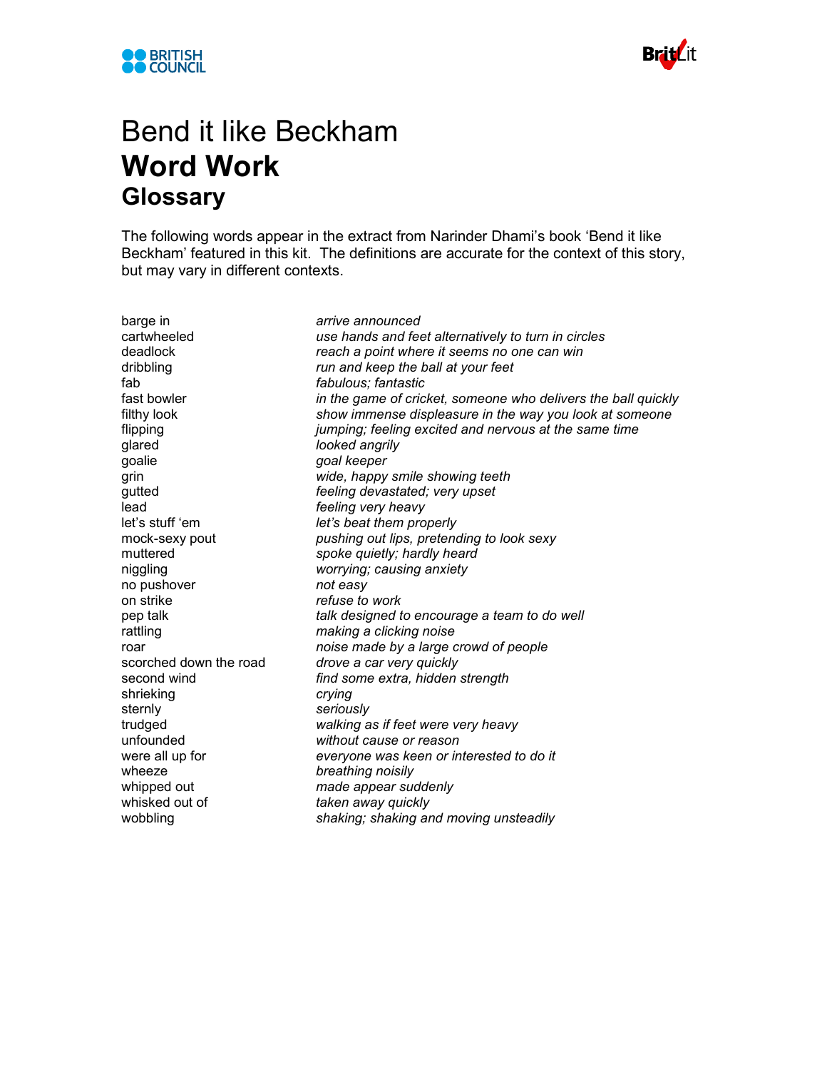# Bend it like Beckham
## Word Work
### Glossary

The following words appear in the extract from Narinder Dhami's book 'Bend it like Beckham' featured in this kit. The definitions are accurate for the context of this story, but may vary in different contexts.

| | |
|---|---|
| barge in | *arrive announced* |
| cartwheeled | *use hands and feet alternatively to turn in circles* |
| deadlock | *reach a point where it seems no one can win* |
| dribbling | *run and keep the ball at your feet* |
| fab | *fabulous; fantastic* |
| fast bowler | *in the game of cricket, someone who delivers the ball quickly* |
| filthy look | *show immense displeasure in the way you look at someone* |
| flipping | *jumping; feeling excited and nervous at the same time* |
| glared | *looked angrily* |
| goalie | *goal keeper* |
| grin | *wide, happy smile showing teeth* |
| gutted | *feeling devastated; very upset* |
| lead | *feeling very heavy* |
| let's stuff 'em | *let's beat them properly* |
| mock-sexy pout | *pushing out lips, pretending to look sexy* |
| muttered | *spoke quietly; hardly heard* |
| niggling | *worrying; causing anxiety* |
| no pushover | *not easy* |
| on strike | *refuse to work* |
| pep talk | *talk designed to encourage a team to do well* |
| rattling | *making a clicking noise* |
| roar | *noise made by a large crowd of people* |
| scorched down the road | *drove a car very quickly* |
| second wind | *find some extra, hidden strength* |
| shrieking | *crying* |
| sternly | *seriously* |
| trudged | *walking as if feet were very heavy* |
| unfounded | *without cause or reason* |
| were all up for | *everyone was keen or interested to do it* |
| wheeze | *breathing noisily* |
| whipped out | *made appear suddenly* |
| whisked out of | *taken away quickly* |
| wobbling | *shaking; shaking and moving unsteadily* |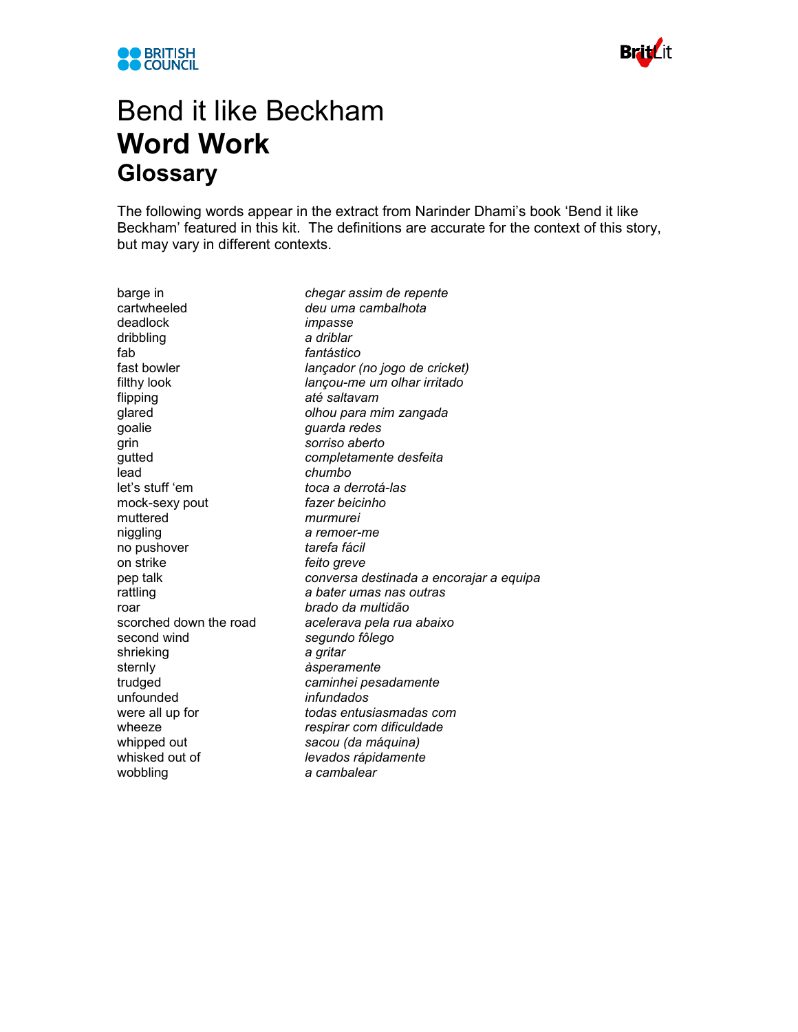# Bend it like Beckham

# **Word Work**

## **Glossary**

The following words appear in the extract from Narinder Dhami's book 'Bend it like Beckham' featured in this kit. The definitions are accurate for the context of this story, but may vary in different contexts.

| | |
|---|---|
| barge in | *chegar assim de repente* |
| cartwheeled | *deu uma cambalhota* |
| deadlock | *impasse* |
| dribbling | *a driblar* |
| fab | *fantástico* |
| fast bowler | *lançador (no jogo de cricket)* |
| filthy look | *lançou-me um olhar irritado* |
| flipping | *até saltavam* |
| glared | *olhou para mim zangada* |
| goalie | *guarda redes* |
| grin | *sorriso aberto* |
| gutted | *completamente desfeita* |
| lead | *chumbo* |
| let's stuff 'em | *toca a derrotá-las* |
| mock-sexy pout | *fazer beicinho* |
| muttered | *murmurei* |
| niggling | *a remoer-me* |
| no pushover | *tarefa fácil* |
| on strike | *feito greve* |
| pep talk | *conversa destinada a encorajar a equipa* |
| rattling | *a bater umas nas outras* |
| roar | *brado da multidão* |
| scorched down the road | *acelerava pela rua abaixo* |
| second wind | *segundo fôlego* |
| shrieking | *a gritar* |
| sternly | *àsperamente* |
| trudged | *caminhei pesadamente* |
| unfounded | *infundados* |
| were all up for | *todas entusiasmadas com* |
| wheeze | *respirar com dificuldade* |
| whipped out | *sacou (da máquina)* |
| whisked out of | *levados rápidamente* |
| wobbling | *a cambalear* |